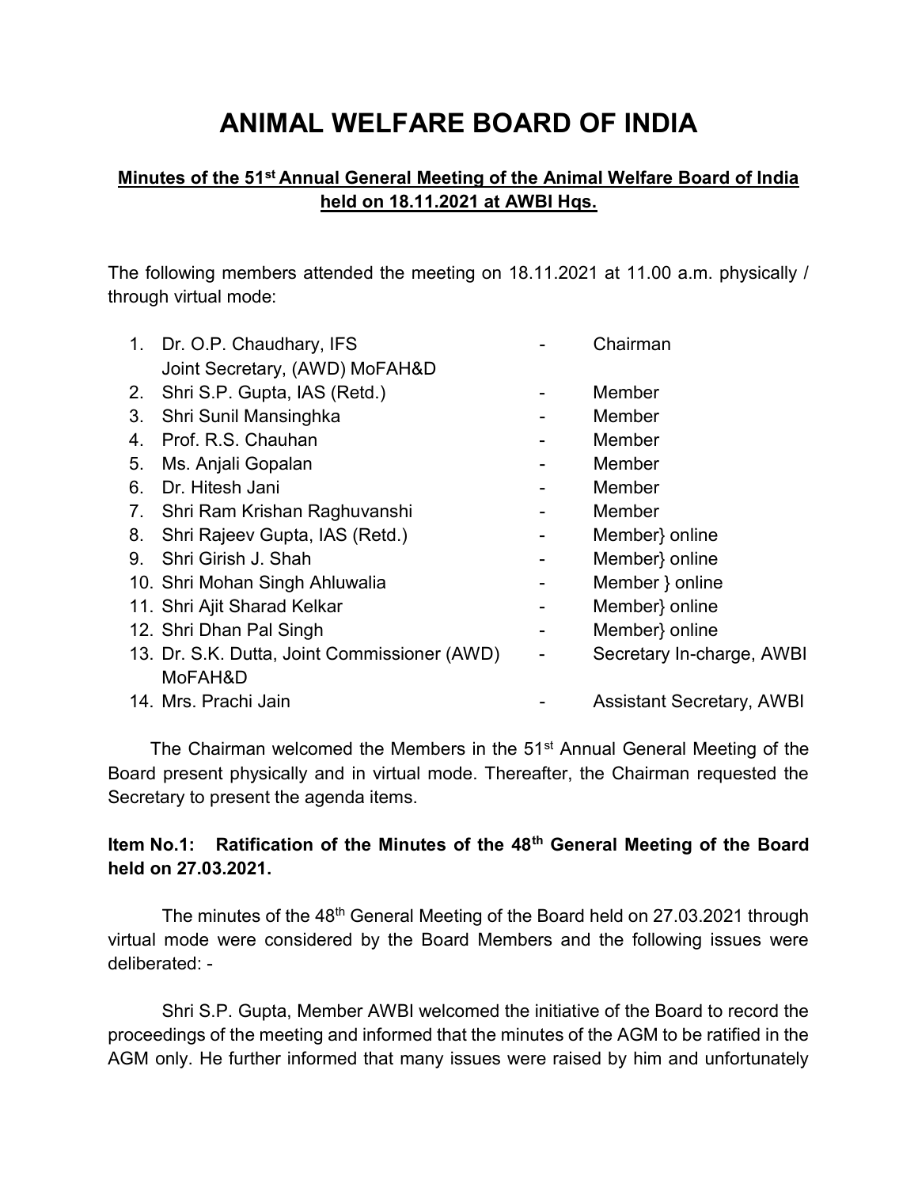# ANIMAL WELFARE BOARD OF INDIA

**Minutes of the 51st Annual General Meeting of the Animal Welfare Board of India held on 18.11.2021 at AWBI Hqs.**

The following members attended the meeting on 18.11.2021 at 11.00 a.m. physically / through virtual mode:

| | | | |
|---|---|---|---|
| 1. | Dr. O.P. Chaudhary, IFS<br>Joint Secretary, (AWD) MoFAH&D | - | Chairman |
| 2. | Shri S.P. Gupta, IAS (Retd.) | - | Member |
| 3. | Shri Sunil Mansinghka | - | Member |
| 4. | Prof. R.S. Chauhan | - | Member |
| 5. | Ms. Anjali Gopalan | - | Member |
| 6. | Dr. Hitesh Jani | - | Member |
| 7. | Shri Ram Krishan Raghuvanshi | - | Member |
| 8. | Shri Rajeev Gupta, IAS (Retd.) | - | Member} online |
| 9. | Shri Girish J. Shah | - | Member} online |
| 10. | Shri Mohan Singh Ahluwalia | - | Member } online |
| 11. | Shri Ajit Sharad Kelkar | - | Member} online |
| 12. | Shri Dhan Pal Singh | - | Member} online |
| 13. | Dr. S.K. Dutta, Joint Commissioner (AWD)<br>MoFAH&D | - | Secretary In-charge, AWBI |
| 14. | Mrs. Prachi Jain | - | Assistant Secretary, AWBI |

The Chairman welcomed the Members in the 51st Annual General Meeting of the Board present physically and in virtual mode. Thereafter, the Chairman requested the Secretary to present the agenda items.

**Item No.1: Ratification of the Minutes of the 48th General Meeting of the Board held on 27.03.2021.**

The minutes of the 48th General Meeting of the Board held on 27.03.2021 through virtual mode were considered by the Board Members and the following issues were deliberated: -

Shri S.P. Gupta, Member AWBI welcomed the initiative of the Board to record the proceedings of the meeting and informed that the minutes of the AGM to be ratified in the AGM only. He further informed that many issues were raised by him and unfortunately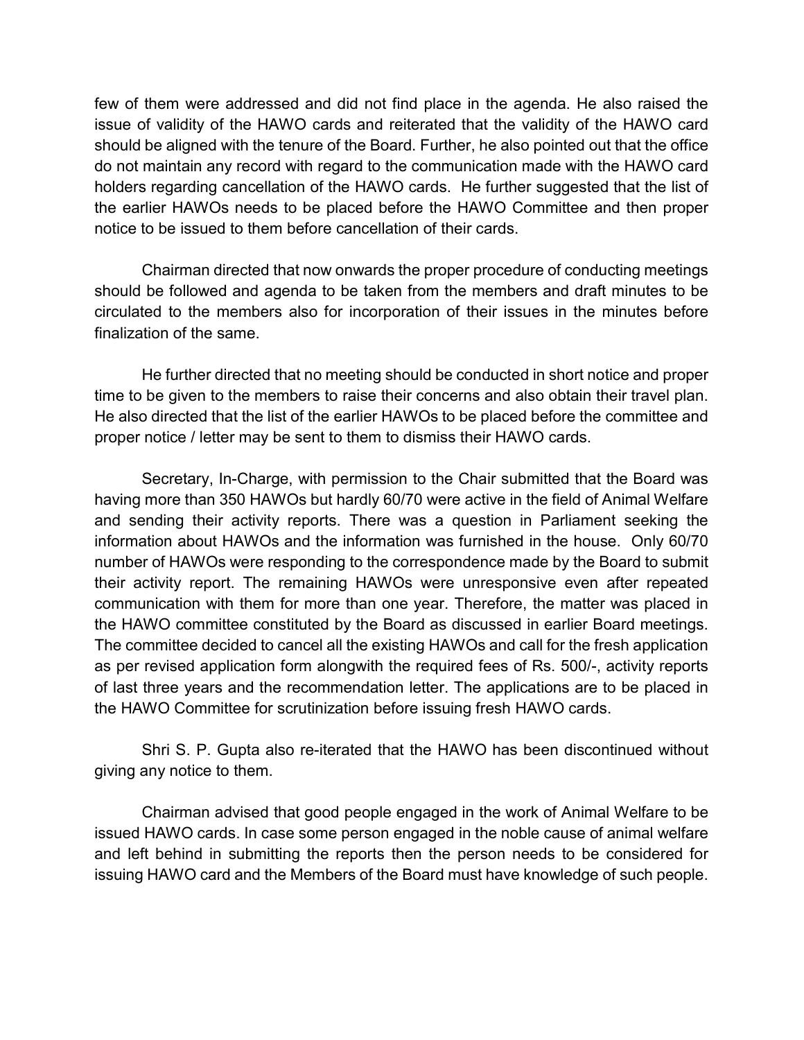few of them were addressed and did not find place in the agenda. He also raised the issue of validity of the HAWO cards and reiterated that the validity of the HAWO card should be aligned with the tenure of the Board. Further, he also pointed out that the office do not maintain any record with regard to the communication made with the HAWO card holders regarding cancellation of the HAWO cards. He further suggested that the list of the earlier HAWOs needs to be placed before the HAWO Committee and then proper notice to be issued to them before cancellation of their cards.

Chairman directed that now onwards the proper procedure of conducting meetings should be followed and agenda to be taken from the members and draft minutes to be circulated to the members also for incorporation of their issues in the minutes before finalization of the same.

He further directed that no meeting should be conducted in short notice and proper time to be given to the members to raise their concerns and also obtain their travel plan. He also directed that the list of the earlier HAWOs to be placed before the committee and proper notice / letter may be sent to them to dismiss their HAWO cards.

Secretary, In-Charge, with permission to the Chair submitted that the Board was having more than 350 HAWOs but hardly 60/70 were active in the field of Animal Welfare and sending their activity reports. There was a question in Parliament seeking the information about HAWOs and the information was furnished in the house. Only 60/70 number of HAWOs were responding to the correspondence made by the Board to submit their activity report. The remaining HAWOs were unresponsive even after repeated communication with them for more than one year. Therefore, the matter was placed in the HAWO committee constituted by the Board as discussed in earlier Board meetings. The committee decided to cancel all the existing HAWOs and call for the fresh application as per revised application form alongwith the required fees of Rs. 500/-, activity reports of last three years and the recommendation letter. The applications are to be placed in the HAWO Committee for scrutinization before issuing fresh HAWO cards.

Shri S. P. Gupta also re-iterated that the HAWO has been discontinued without giving any notice to them.

Chairman advised that good people engaged in the work of Animal Welfare to be issued HAWO cards. In case some person engaged in the noble cause of animal welfare and left behind in submitting the reports then the person needs to be considered for issuing HAWO card and the Members of the Board must have knowledge of such people.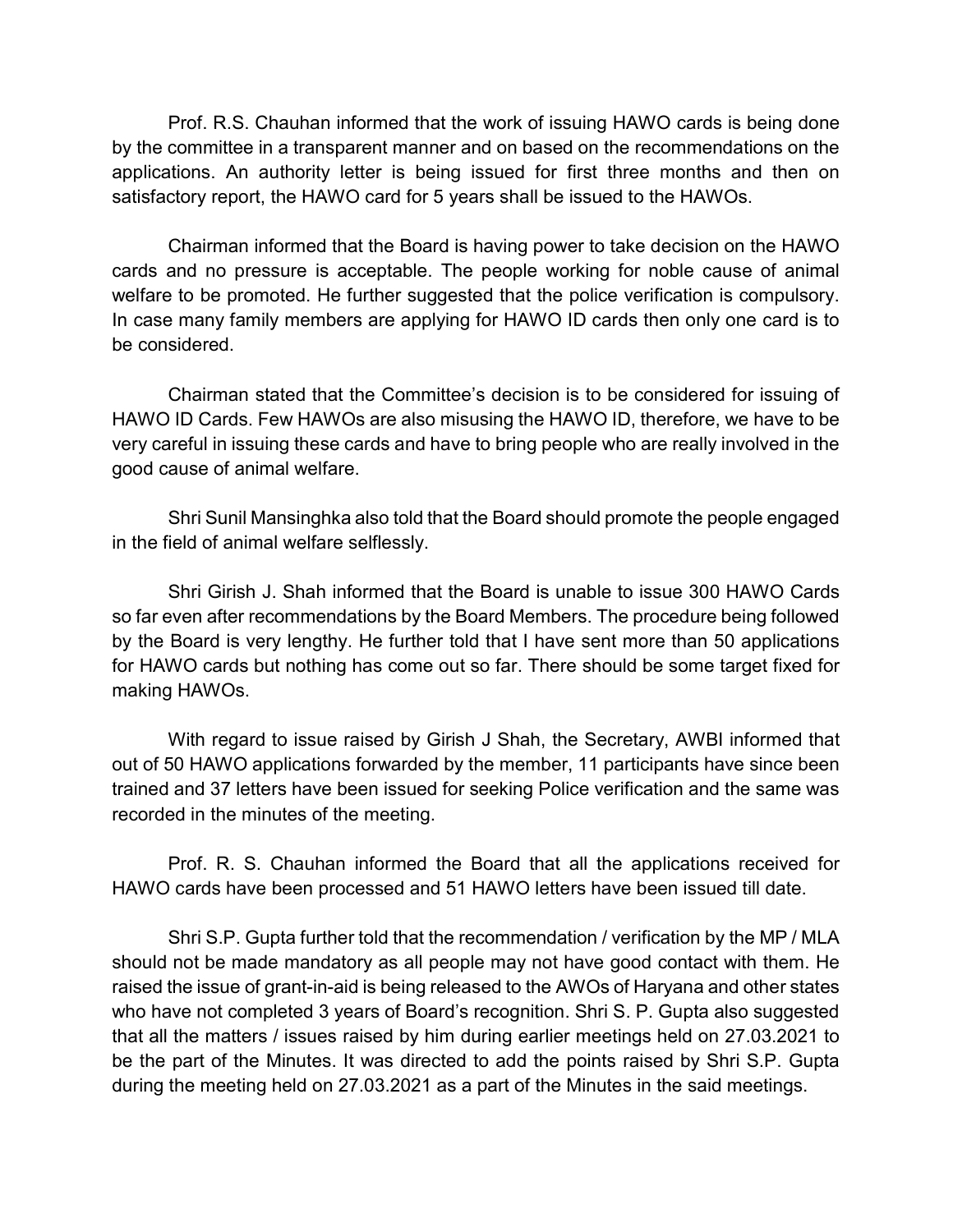Prof. R.S. Chauhan informed that the work of issuing HAWO cards is being done by the committee in a transparent manner and on based on the recommendations on the applications. An authority letter is being issued for first three months and then on satisfactory report, the HAWO card for 5 years shall be issued to the HAWOs.

Chairman informed that the Board is having power to take decision on the HAWO cards and no pressure is acceptable. The people working for noble cause of animal welfare to be promoted. He further suggested that the police verification is compulsory. In case many family members are applying for HAWO ID cards then only one card is to be considered.

Chairman stated that the Committee's decision is to be considered for issuing of HAWO ID Cards. Few HAWOs are also misusing the HAWO ID, therefore, we have to be very careful in issuing these cards and have to bring people who are really involved in the good cause of animal welfare.

Shri Sunil Mansinghka also told that the Board should promote the people engaged in the field of animal welfare selflessly.

Shri Girish J. Shah informed that the Board is unable to issue 300 HAWO Cards so far even after recommendations by the Board Members. The procedure being followed by the Board is very lengthy. He further told that I have sent more than 50 applications for HAWO cards but nothing has come out so far. There should be some target fixed for making HAWOs.

With regard to issue raised by Girish J Shah, the Secretary, AWBI informed that out of 50 HAWO applications forwarded by the member, 11 participants have since been trained and 37 letters have been issued for seeking Police verification and the same was recorded in the minutes of the meeting.

Prof. R. S. Chauhan informed the Board that all the applications received for HAWO cards have been processed and 51 HAWO letters have been issued till date.

Shri S.P. Gupta further told that the recommendation / verification by the MP / MLA should not be made mandatory as all people may not have good contact with them. He raised the issue of grant-in-aid is being released to the AWOs of Haryana and other states who have not completed 3 years of Board's recognition. Shri S. P. Gupta also suggested that all the matters / issues raised by him during earlier meetings held on 27.03.2021 to be the part of the Minutes. It was directed to add the points raised by Shri S.P. Gupta during the meeting held on 27.03.2021 as a part of the Minutes in the said meetings.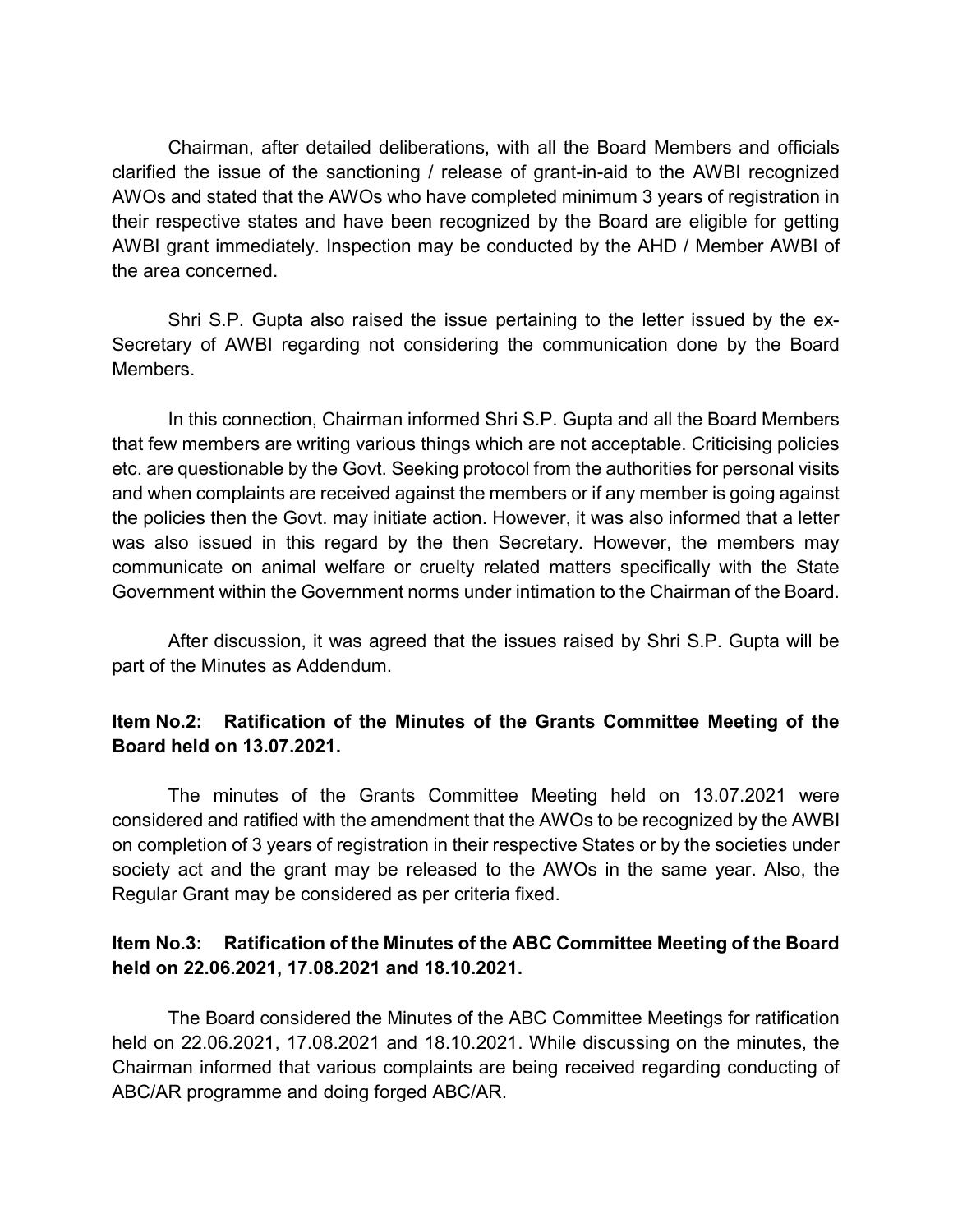Chairman, after detailed deliberations, with all the Board Members and officials clarified the issue of the sanctioning / release of grant-in-aid to the AWBI recognized AWOs and stated that the AWOs who have completed minimum 3 years of registration in their respective states and have been recognized by the Board are eligible for getting AWBI grant immediately. Inspection may be conducted by the AHD / Member AWBI of the area concerned.

Shri S.P. Gupta also raised the issue pertaining to the letter issued by the ex-Secretary of AWBI regarding not considering the communication done by the Board Members.

In this connection, Chairman informed Shri S.P. Gupta and all the Board Members that few members are writing various things which are not acceptable. Criticising policies etc. are questionable by the Govt. Seeking protocol from the authorities for personal visits and when complaints are received against the members or if any member is going against the policies then the Govt. may initiate action. However, it was also informed that a letter was also issued in this regard by the then Secretary. However, the members may communicate on animal welfare or cruelty related matters specifically with the State Government within the Government norms under intimation to the Chairman of the Board.

After discussion, it was agreed that the issues raised by Shri S.P. Gupta will be part of the Minutes as Addendum.

**Item No.2: Ratification of the Minutes of the Grants Committee Meeting of the Board held on 13.07.2021.**

The minutes of the Grants Committee Meeting held on 13.07.2021 were considered and ratified with the amendment that the AWOs to be recognized by the AWBI on completion of 3 years of registration in their respective States or by the societies under society act and the grant may be released to the AWOs in the same year. Also, the Regular Grant may be considered as per criteria fixed.

**Item No.3: Ratification of the Minutes of the ABC Committee Meeting of the Board held on 22.06.2021, 17.08.2021 and 18.10.2021.**

The Board considered the Minutes of the ABC Committee Meetings for ratification held on 22.06.2021, 17.08.2021 and 18.10.2021. While discussing on the minutes, the Chairman informed that various complaints are being received regarding conducting of ABC/AR programme and doing forged ABC/AR.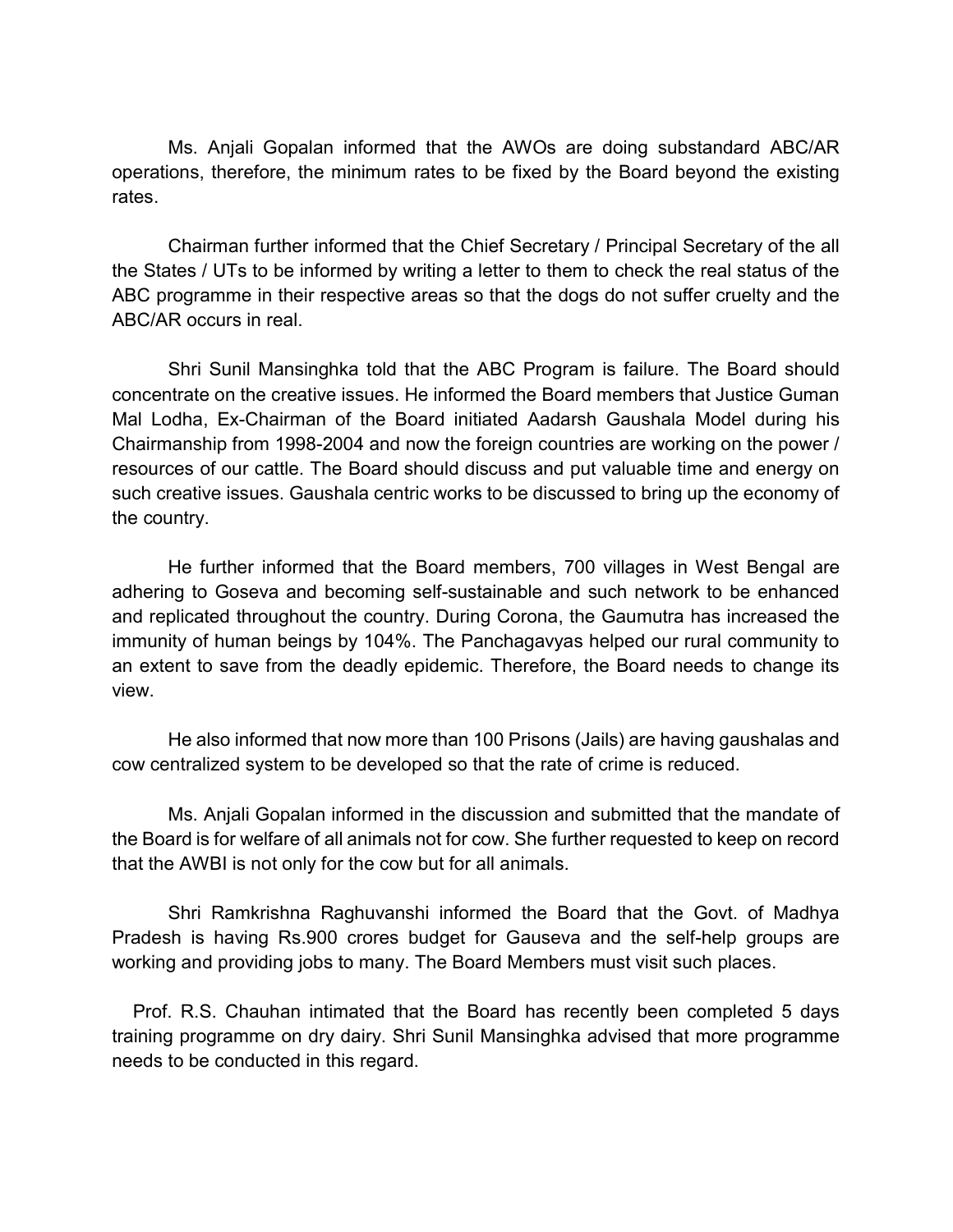Ms. Anjali Gopalan informed that the AWOs are doing substandard ABC/AR operations, therefore, the minimum rates to be fixed by the Board beyond the existing rates.

Chairman further informed that the Chief Secretary / Principal Secretary of the all the States / UTs to be informed by writing a letter to them to check the real status of the ABC programme in their respective areas so that the dogs do not suffer cruelty and the ABC/AR occurs in real.

Shri Sunil Mansinghka told that the ABC Program is failure. The Board should concentrate on the creative issues. He informed the Board members that Justice Guman Mal Lodha, Ex-Chairman of the Board initiated Aadarsh Gaushala Model during his Chairmanship from 1998-2004 and now the foreign countries are working on the power / resources of our cattle. The Board should discuss and put valuable time and energy on such creative issues. Gaushala centric works to be discussed to bring up the economy of the country.

He further informed that the Board members, 700 villages in West Bengal are adhering to Goseva and becoming self-sustainable and such network to be enhanced and replicated throughout the country. During Corona, the Gaumutra has increased the immunity of human beings by 104%. The Panchagavyas helped our rural community to an extent to save from the deadly epidemic. Therefore, the Board needs to change its view.

He also informed that now more than 100 Prisons (Jails) are having gaushalas and cow centralized system to be developed so that the rate of crime is reduced.

Ms. Anjali Gopalan informed in the discussion and submitted that the mandate of the Board is for welfare of all animals not for cow. She further requested to keep on record that the AWBI is not only for the cow but for all animals.

Shri Ramkrishna Raghuvanshi informed the Board that the Govt. of Madhya Pradesh is having Rs.900 crores budget for Gauseva and the self-help groups are working and providing jobs to many. The Board Members must visit such places.

Prof. R.S. Chauhan intimated that the Board has recently been completed 5 days training programme on dry dairy. Shri Sunil Mansinghka advised that more programme needs to be conducted in this regard.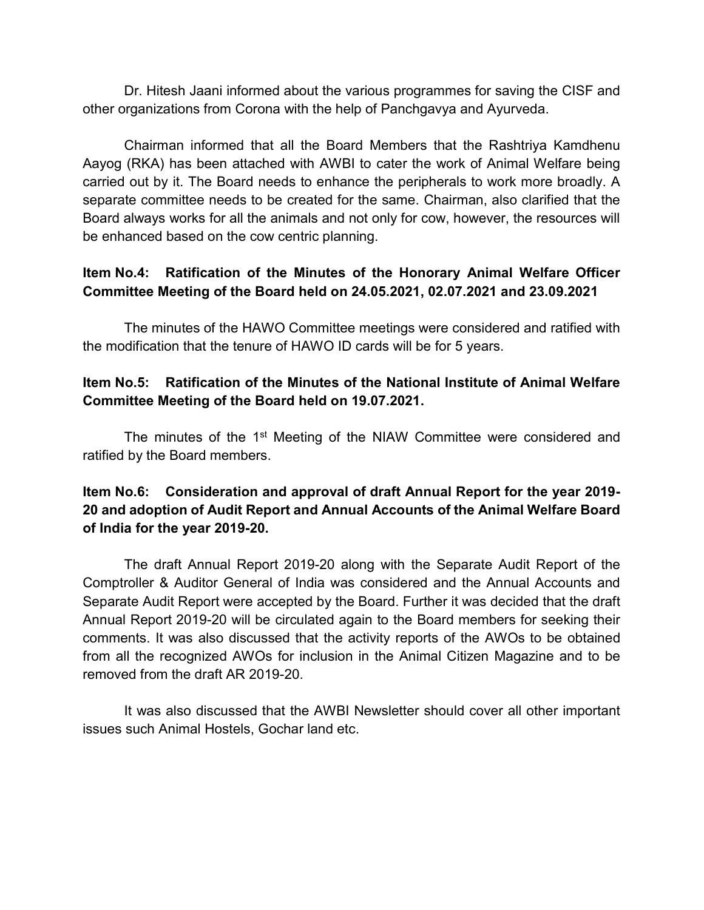Dr. Hitesh Jaani informed about the various programmes for saving the CISF and other organizations from Corona with the help of Panchgavya and Ayurveda.

Chairman informed that all the Board Members that the Rashtriya Kamdhenu Aayog (RKA) has been attached with AWBI to cater the work of Animal Welfare being carried out by it. The Board needs to enhance the peripherals to work more broadly. A separate committee needs to be created for the same. Chairman, also clarified that the Board always works for all the animals and not only for cow, however, the resources will be enhanced based on the cow centric planning.

**Item No.4: Ratification of the Minutes of the Honorary Animal Welfare Officer Committee Meeting of the Board held on 24.05.2021, 02.07.2021 and 23.09.2021**

The minutes of the HAWO Committee meetings were considered and ratified with the modification that the tenure of HAWO ID cards will be for 5 years.

**Item No.5: Ratification of the Minutes of the National Institute of Animal Welfare Committee Meeting of the Board held on 19.07.2021.**

The minutes of the 1st Meeting of the NIAW Committee were considered and ratified by the Board members.

**Item No.6: Consideration and approval of draft Annual Report for the year 2019-20 and adoption of Audit Report and Annual Accounts of the Animal Welfare Board of India for the year 2019-20.**

The draft Annual Report 2019-20 along with the Separate Audit Report of the Comptroller & Auditor General of India was considered and the Annual Accounts and Separate Audit Report were accepted by the Board. Further it was decided that the draft Annual Report 2019-20 will be circulated again to the Board members for seeking their comments. It was also discussed that the activity reports of the AWOs to be obtained from all the recognized AWOs for inclusion in the Animal Citizen Magazine and to be removed from the draft AR 2019-20.

It was also discussed that the AWBI Newsletter should cover all other important issues such Animal Hostels, Gochar land etc.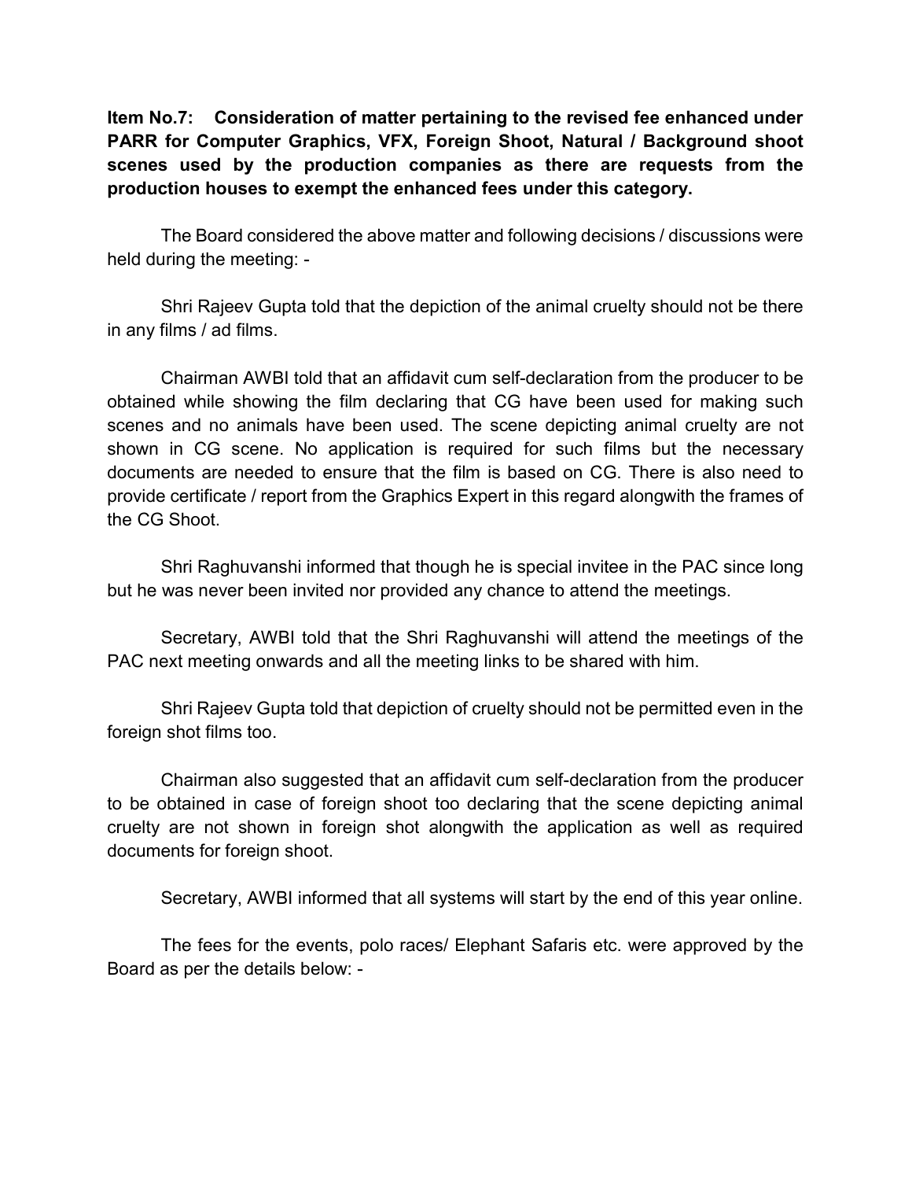**Item No.7: Consideration of matter pertaining to the revised fee enhanced under PARR for Computer Graphics, VFX, Foreign Shoot, Natural / Background shoot scenes used by the production companies as there are requests from the production houses to exempt the enhanced fees under this category.**

The Board considered the above matter and following decisions / discussions were held during the meeting: -

Shri Rajeev Gupta told that the depiction of the animal cruelty should not be there in any films / ad films.

Chairman AWBI told that an affidavit cum self-declaration from the producer to be obtained while showing the film declaring that CG have been used for making such scenes and no animals have been used. The scene depicting animal cruelty are not shown in CG scene. No application is required for such films but the necessary documents are needed to ensure that the film is based on CG. There is also need to provide certificate / report from the Graphics Expert in this regard alongwith the frames of the CG Shoot.

Shri Raghuvanshi informed that though he is special invitee in the PAC since long but he was never been invited nor provided any chance to attend the meetings.

Secretary, AWBI told that the Shri Raghuvanshi will attend the meetings of the PAC next meeting onwards and all the meeting links to be shared with him.

Shri Rajeev Gupta told that depiction of cruelty should not be permitted even in the foreign shot films too.

Chairman also suggested that an affidavit cum self-declaration from the producer to be obtained in case of foreign shoot too declaring that the scene depicting animal cruelty are not shown in foreign shot alongwith the application as well as required documents for foreign shoot.

Secretary, AWBI informed that all systems will start by the end of this year online.

The fees for the events, polo races/ Elephant Safaris etc. were approved by the Board as per the details below: -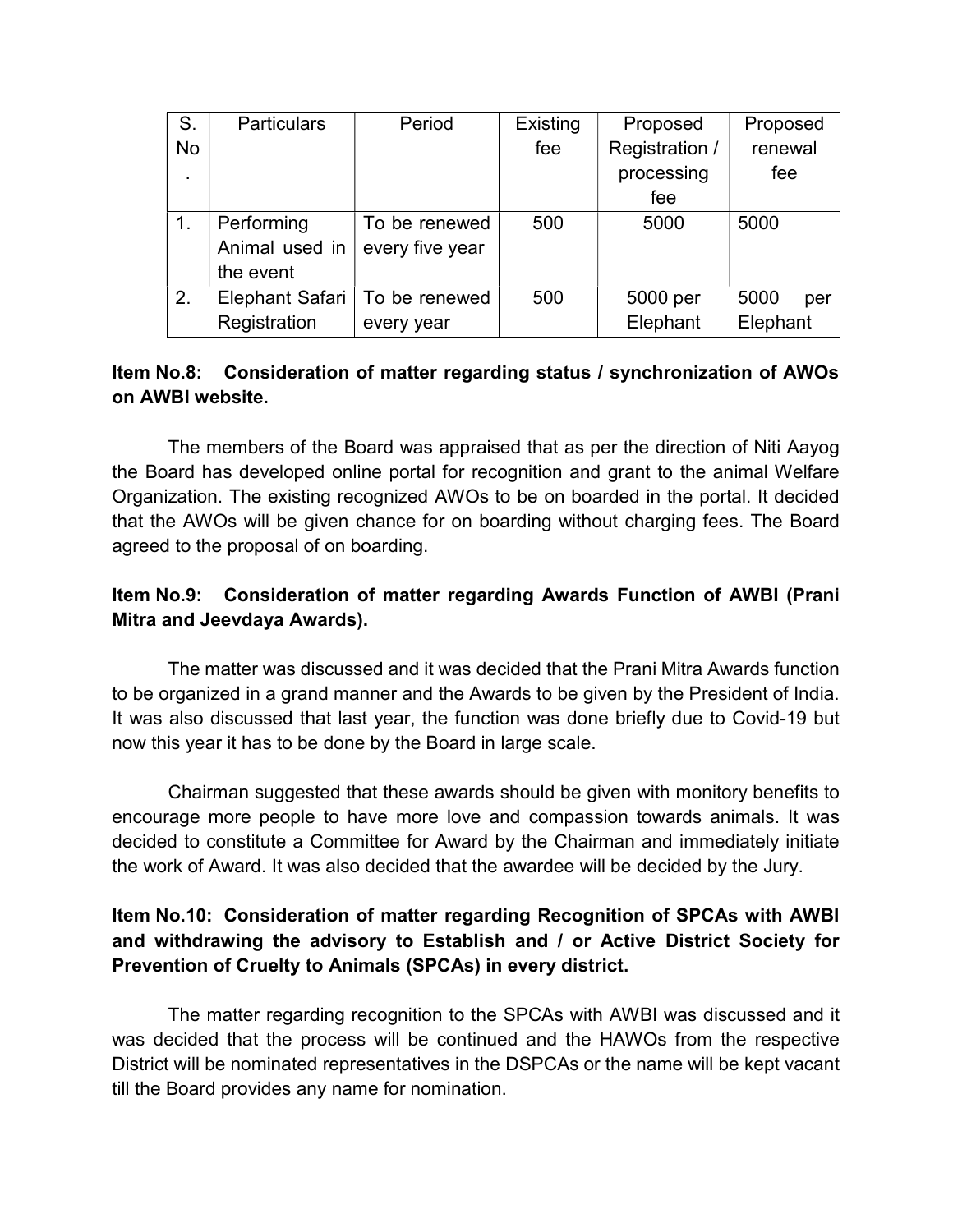| S. No. | Particulars | Period | Existing fee | Proposed Registration / processing fee | Proposed renewal fee |
|---|---|---|---|---|---|
| 1. | Performing Animal used in the event | To be renewed every five year | 500 | 5000 | 5000 |
| 2. | Elephant Safari Registration | To be renewed every year | 500 | 5000 per Elephant | 5000 per Elephant |

**Item No.8: Consideration of matter regarding status / synchronization of AWOs on AWBI website.**

The members of the Board was appraised that as per the direction of Niti Aayog the Board has developed online portal for recognition and grant to the animal Welfare Organization. The existing recognized AWOs to be on boarded in the portal. It decided that the AWOs will be given chance for on boarding without charging fees. The Board agreed to the proposal of on boarding.

**Item No.9: Consideration of matter regarding Awards Function of AWBI (Prani Mitra and Jeevdaya Awards).**

The matter was discussed and it was decided that the Prani Mitra Awards function to be organized in a grand manner and the Awards to be given by the President of India. It was also discussed that last year, the function was done briefly due to Covid-19 but now this year it has to be done by the Board in large scale.

Chairman suggested that these awards should be given with monitory benefits to encourage more people to have more love and compassion towards animals. It was decided to constitute a Committee for Award by the Chairman and immediately initiate the work of Award. It was also decided that the awardee will be decided by the Jury.

**Item No.10: Consideration of matter regarding Recognition of SPCAs with AWBI and withdrawing the advisory to Establish and / or Active District Society for Prevention of Cruelty to Animals (SPCAs) in every district.**

The matter regarding recognition to the SPCAs with AWBI was discussed and it was decided that the process will be continued and the HAWOs from the respective District will be nominated representatives in the DSPCAs or the name will be kept vacant till the Board provides any name for nomination.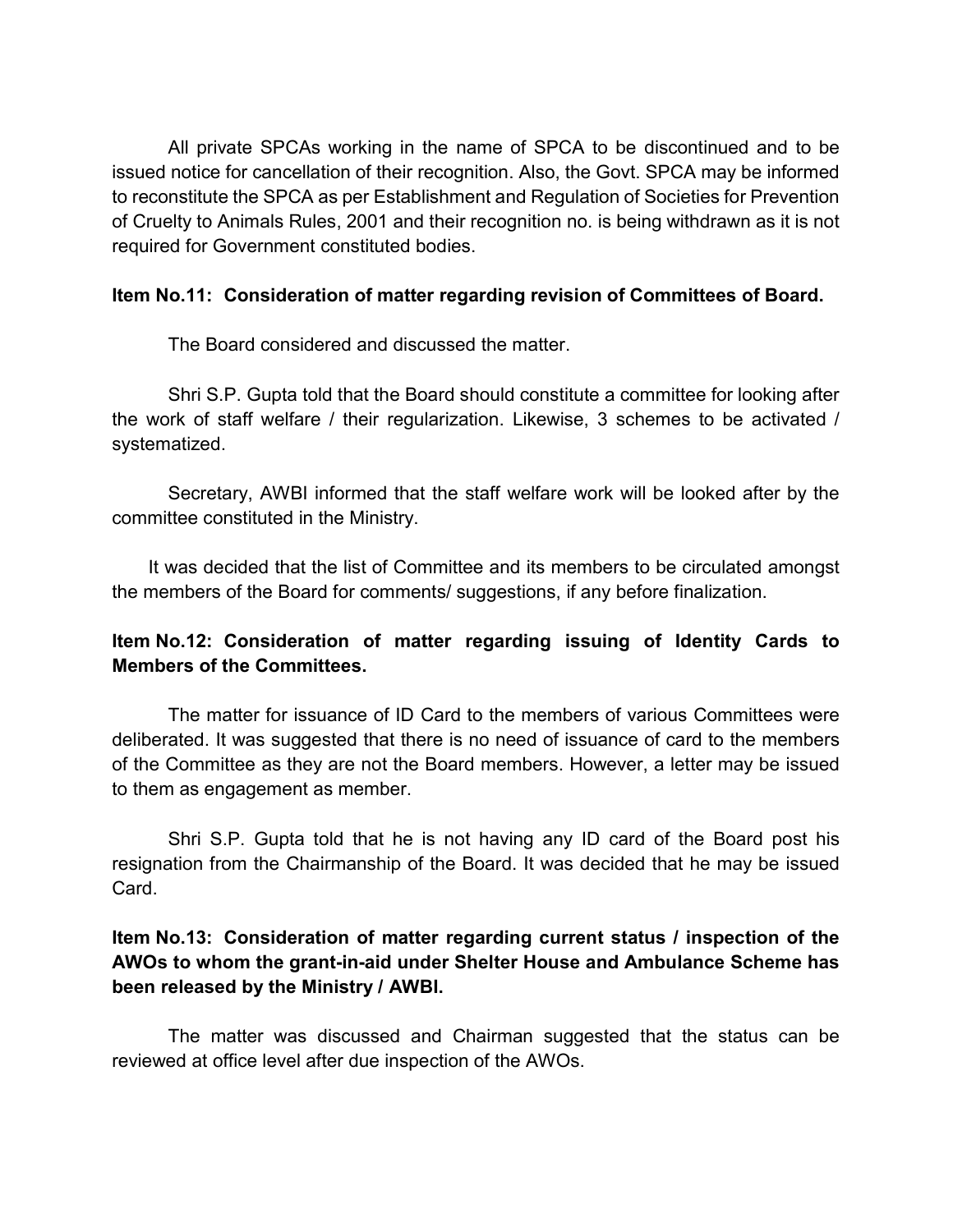All private SPCAs working in the name of SPCA to be discontinued and to be issued notice for cancellation of their recognition. Also, the Govt. SPCA may be informed to reconstitute the SPCA as per Establishment and Regulation of Societies for Prevention of Cruelty to Animals Rules, 2001 and their recognition no. is being withdrawn as it is not required for Government constituted bodies.

**Item No.11: Consideration of matter regarding revision of Committees of Board.**

The Board considered and discussed the matter.

Shri S.P. Gupta told that the Board should constitute a committee for looking after the work of staff welfare / their regularization. Likewise, 3 schemes to be activated / systematized.

Secretary, AWBI informed that the staff welfare work will be looked after by the committee constituted in the Ministry.

It was decided that the list of Committee and its members to be circulated amongst the members of the Board for comments/ suggestions, if any before finalization.

**Item No.12: Consideration of matter regarding issuing of Identity Cards to Members of the Committees.**

The matter for issuance of ID Card to the members of various Committees were deliberated. It was suggested that there is no need of issuance of card to the members of the Committee as they are not the Board members. However, a letter may be issued to them as engagement as member.

Shri S.P. Gupta told that he is not having any ID card of the Board post his resignation from the Chairmanship of the Board. It was decided that he may be issued Card.

**Item No.13: Consideration of matter regarding current status / inspection of the AWOs to whom the grant-in-aid under Shelter House and Ambulance Scheme has been released by the Ministry / AWBI.**

The matter was discussed and Chairman suggested that the status can be reviewed at office level after due inspection of the AWOs.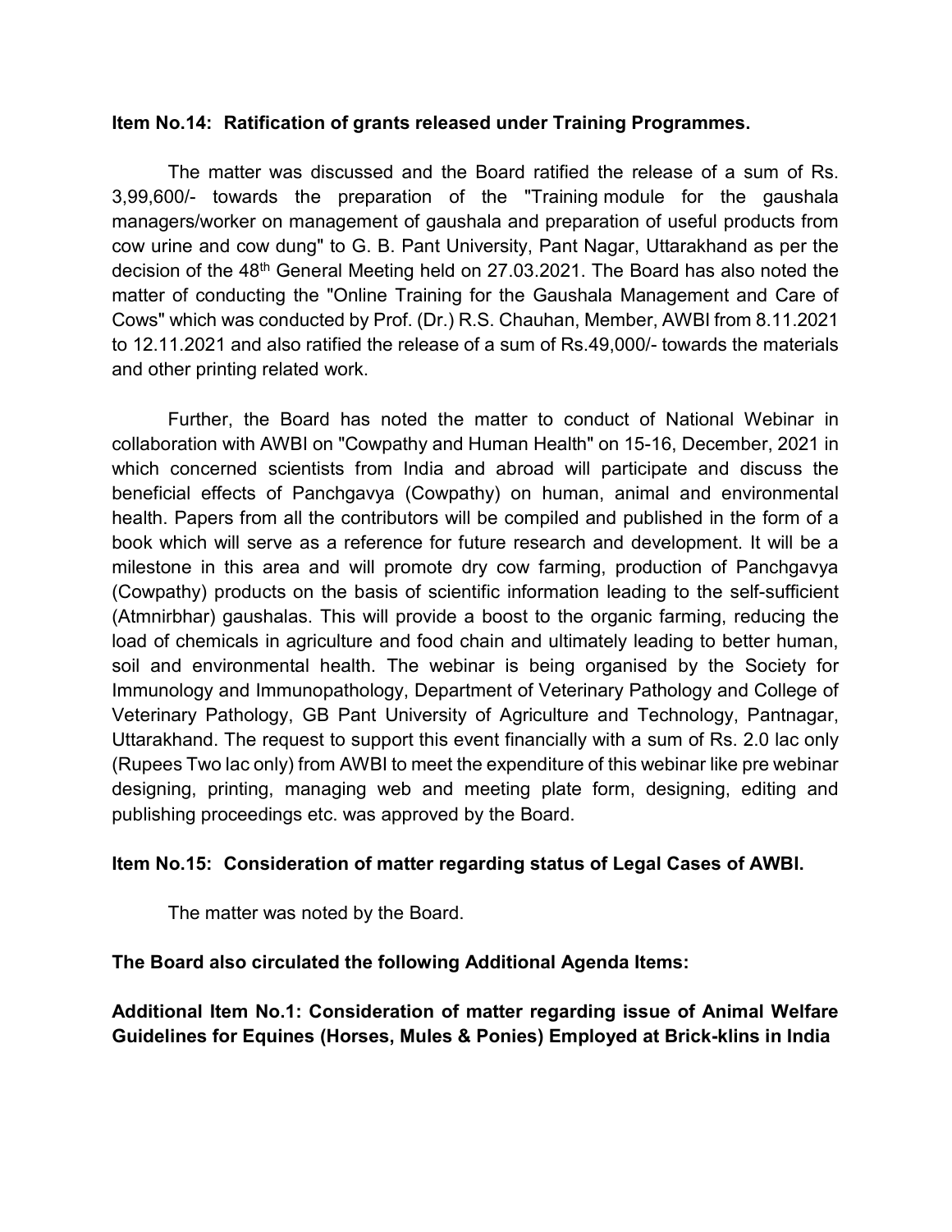**Item No.14: Ratification of grants released under Training Programmes.**

The matter was discussed and the Board ratified the release of a sum of Rs. 3,99,600/- towards the preparation of the "Training module for the gaushala managers/worker on management of gaushala and preparation of useful products from cow urine and cow dung" to G. B. Pant University, Pant Nagar, Uttarakhand as per the decision of the 48th General Meeting held on 27.03.2021. The Board has also noted the matter of conducting the "Online Training for the Gaushala Management and Care of Cows" which was conducted by Prof. (Dr.) R.S. Chauhan, Member, AWBI from 8.11.2021 to 12.11.2021 and also ratified the release of a sum of Rs.49,000/- towards the materials and other printing related work.

Further, the Board has noted the matter to conduct of National Webinar in collaboration with AWBI on "Cowpathy and Human Health" on 15-16, December, 2021 in which concerned scientists from India and abroad will participate and discuss the beneficial effects of Panchgavya (Cowpathy) on human, animal and environmental health. Papers from all the contributors will be compiled and published in the form of a book which will serve as a reference for future research and development. It will be a milestone in this area and will promote dry cow farming, production of Panchgavya (Cowpathy) products on the basis of scientific information leading to the self-sufficient (Atmnirbhar) gaushalas. This will provide a boost to the organic farming, reducing the load of chemicals in agriculture and food chain and ultimately leading to better human, soil and environmental health. The webinar is being organised by the Society for Immunology and Immunopathology, Department of Veterinary Pathology and College of Veterinary Pathology, GB Pant University of Agriculture and Technology, Pantnagar, Uttarakhand. The request to support this event financially with a sum of Rs. 2.0 lac only (Rupees Two lac only) from AWBI to meet the expenditure of this webinar like pre webinar designing, printing, managing web and meeting plate form, designing, editing and publishing proceedings etc. was approved by the Board.

**Item No.15: Consideration of matter regarding status of Legal Cases of AWBI.**

The matter was noted by the Board.

**The Board also circulated the following Additional Agenda Items:**

**Additional Item No.1: Consideration of matter regarding issue of Animal Welfare Guidelines for Equines (Horses, Mules & Ponies) Employed at Brick-klins in India**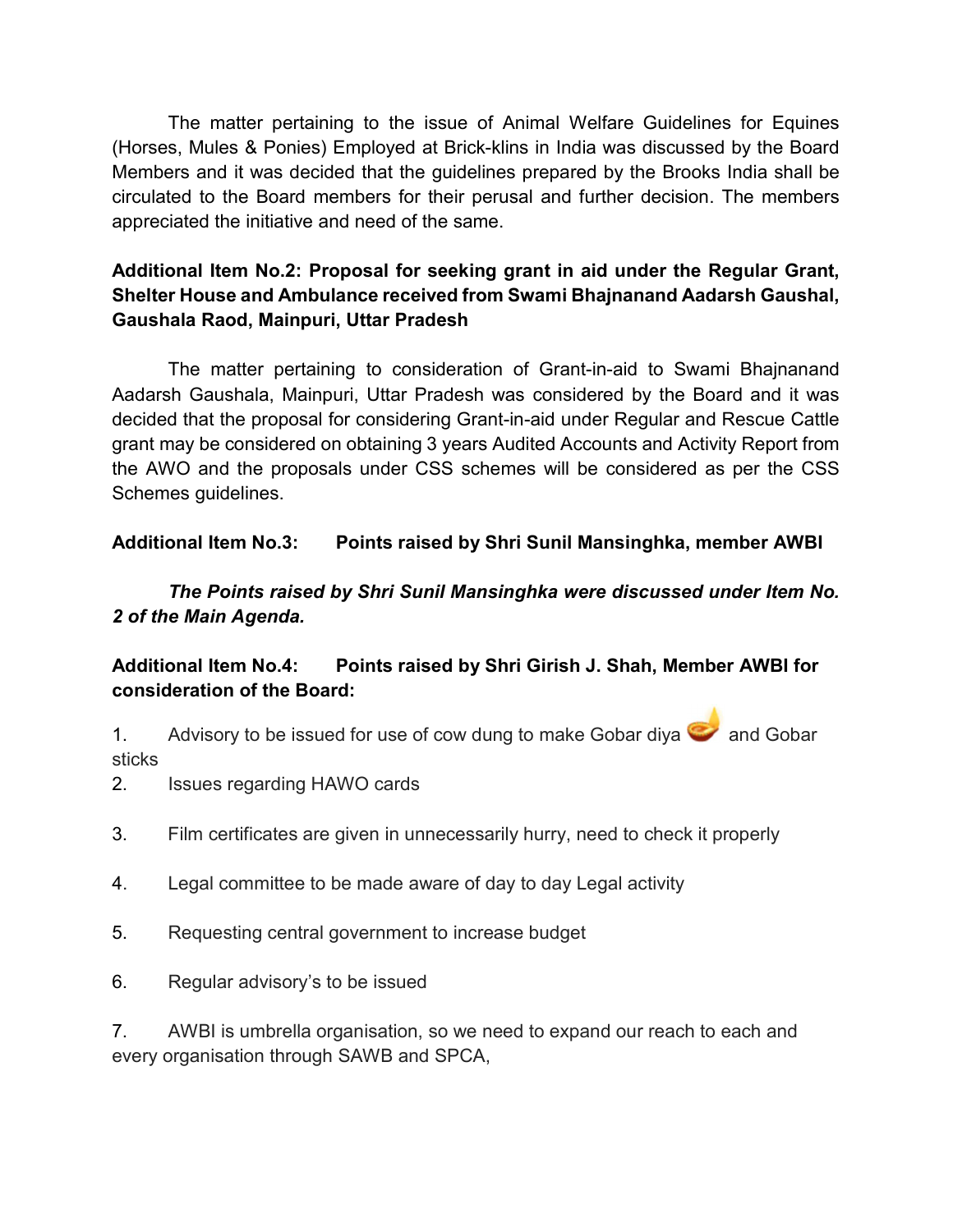The matter pertaining to the issue of Animal Welfare Guidelines for Equines (Horses, Mules & Ponies) Employed at Brick-klins in India was discussed by the Board Members and it was decided that the guidelines prepared by the Brooks India shall be circulated to the Board members for their perusal and further decision. The members appreciated the initiative and need of the same.

**Additional Item No.2: Proposal for seeking grant in aid under the Regular Grant, Shelter House and Ambulance received from Swami Bhajnanand Aadarsh Gaushal, Gaushala Raod, Mainpuri, Uttar Pradesh**

The matter pertaining to consideration of Grant-in-aid to Swami Bhajnanand Aadarsh Gaushala, Mainpuri, Uttar Pradesh was considered by the Board and it was decided that the proposal for considering Grant-in-aid under Regular and Rescue Cattle grant may be considered on obtaining 3 years Audited Accounts and Activity Report from the AWO and the proposals under CSS schemes will be considered as per the CSS Schemes guidelines.

**Additional Item No.3: Points raised by Shri Sunil Mansinghka, member AWBI**

***The Points raised by Shri Sunil Mansinghka were discussed under Item No. 2 of the Main Agenda.***

**Additional Item No.4: Points raised by Shri Girish J. Shah, Member AWBI for consideration of the Board:**

1. Advisory to be issued for use of cow dung to make Gobar diya 🪔 and Gobar sticks
2. Issues regarding HAWO cards
3. Film certificates are given in unnecessarily hurry, need to check it properly
4. Legal committee to be made aware of day to day Legal activity
5. Requesting central government to increase budget
6. Regular advisory's to be issued
7. AWBI is umbrella organisation, so we need to expand our reach to each and every organisation through SAWB and SPCA,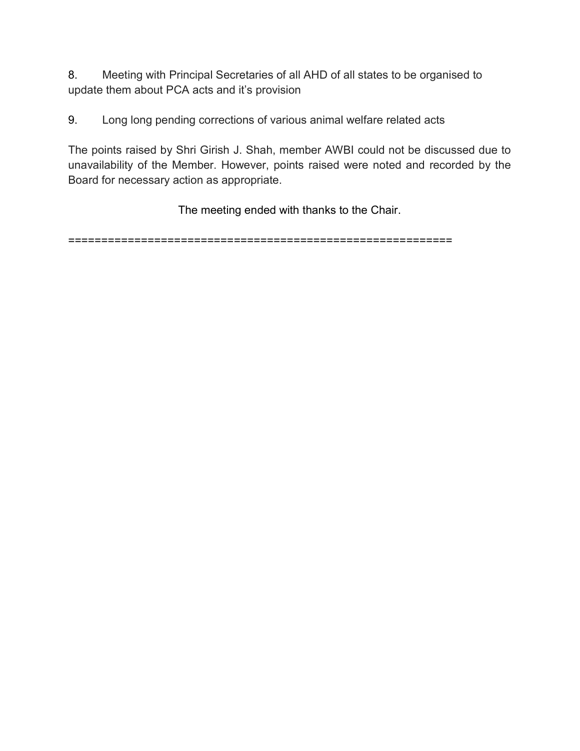8. Meeting with Principal Secretaries of all AHD of all states to be organised to update them about PCA acts and it's provision

9. Long long pending corrections of various animal welfare related acts

The points raised by Shri Girish J. Shah, member AWBI could not be discussed due to unavailability of the Member. However, points raised were noted and recorded by the Board for necessary action as appropriate.

The meeting ended with thanks to the Chair.

============================================================